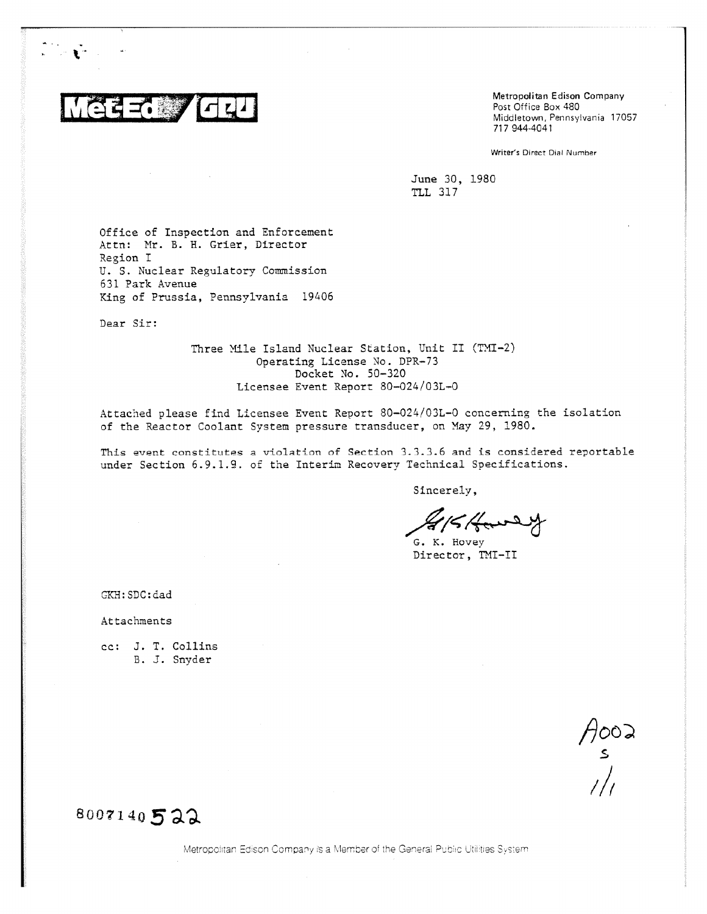Met-Ed / GPU

Metropolitan Edison Company
Post Office Box 480
Middletown, Pennsylvania 17057
717 944-4041

Writer's Direct Dial Number

June 30, 1980
TLL 317

Office of Inspection and Enforcement
Attn: Mr. B. H. Grier, Director
Region I
U. S. Nuclear Regulatory Commission
631 Park Avenue
King of Prussia, Pennsylvania 19406

Dear Sir:

Three Mile Island Nuclear Station, Unit II (TMI-2)
Operating License No. DPR-73
Docket No. 50-320
Licensee Event Report 80-024/03L-0

Attached please find Licensee Event Report 80-024/03L-0 concerning the isolation of the Reactor Coolant System pressure transducer, on May 29, 1980.

This event constitutes a violation of Section 3.3.3.6 and is considered reportable under Section 6.9.1.9. of the Interim Recovery Technical Specifications.

Sincerely,

G. K. Hovey
Director, TMI-II

GKH:SDC:dad

Attachments

cc: J. T. Collins
B. J. Snyder

A002
S
1/1

8007140522

Metropolitan Edison Company is a Member of the General Public Utilities System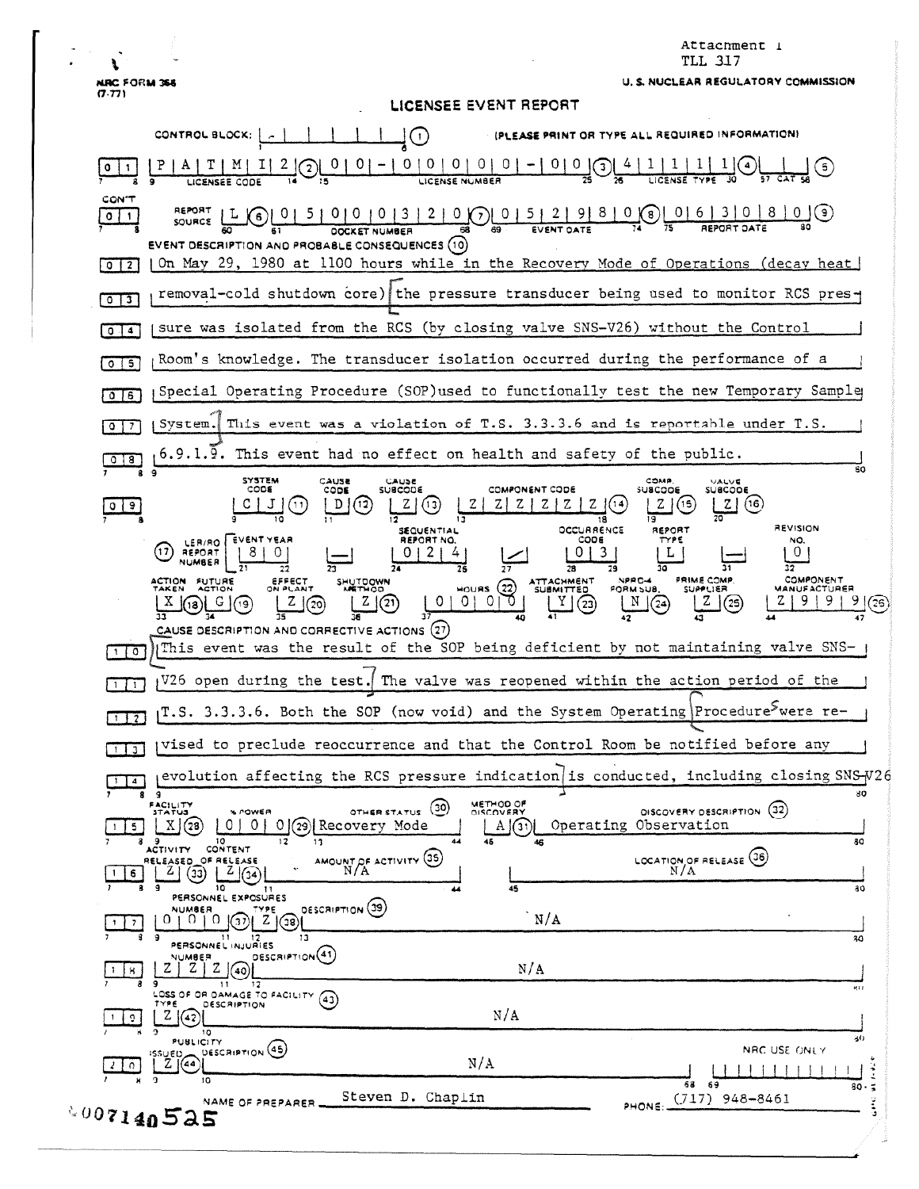Attachment 1
TLL 317

NRC FORM 366
(7-77)

U. S. NUCLEAR REGULATORY COMMISSION

# LICENSEE EVENT REPORT

CONTROL BLOCK: | - | | | | | | ① (PLEASE PRINT OR TYPE ALL REQUIRED INFORMATION)

01 | P A T M I 2 ② | 0 0 - 0 0 0 0 0 - 0 0 ③ | 4 1 1 1 1 ④ | | ⑤

LICENSEE CODE | LICENSE NUMBER | LICENSE TYPE | CAT

CON'T 01 REPORT SOURCE | L ⑥ | 0 5 0 0 0 3 2 0 ⑦ | 0 5 2 9 8 0 ⑧ | 0 6 3 0 8 0 ⑨

DOCKET NUMBER | EVENT DATE | REPORT DATE

EVENT DESCRIPTION AND PROBABLE CONSEQUENCES ⑩

02 On May 29, 1980 at 1100 hours while in the Recovery Mode of Operations (decay heat
03 removal-cold shutdown core) the pressure transducer being used to monitor RCS pres-
04 sure was isolated from the RCS (by closing valve SNS-V26) without the Control
05 Room's knowledge. The transducer isolation occurred during the performance of a
06 Special Operating Procedure (SOP)used to functionally test the new Temporary Sample
07 System. This event was a violation of T.S. 3.3.3.6 and is reportable under T.S.
08 6.9.1.9. This event had no effect on health and safety of the public.

| | SYSTEM CODE | CAUSE CODE | CAUSE SUBCODE | COMPONENT CODE | COMP. SUBCODE | VALVE SUBCODE |
|---|---|---|---|---|---|---|
| 09 | C J ⑪ | D ⑫ | Z ⑬ | Z Z Z Z Z Z ⑭ | Z ⑮ | Z ⑯ |

| ⑰ LER/RO REPORT NUMBER | EVENT YEAR | | SEQUENTIAL REPORT NO. | | OCCURRENCE CODE | REPORT TYPE | | REVISION NO. |
|---|---|---|---|---|---|---|---|---|
| | 8 0 | — | 0 2 4 | / | 0 3 | L | — | 0 |

| ACTION TAKEN | FUTURE ACTION | EFFECT ON PLANT | SHUTDOWN METHOD | HOURS ㉒ | ATTACHMENT SUBMITTED | NPRD-4 FORM SUB. | PRIME COMP. SUPPLIER | COMPONENT MANUFACTURER |
|---|---|---|---|---|---|---|---|---|
| X ⑱ | G ⑲ | Z ⑳ | Z ㉑ | 0 0 0 0 | Y ㉓ | N ㉔ | Z ㉕ | Z 9 9 9 ㉖ |

CAUSE DESCRIPTION AND CORRECTIVE ACTIONS ㉗

10 This event was the result of the SOP being deficient by not maintaining valve SNS-
11 V26 open during the test. The valve was reopened within the action period of the
12 T.S. 3.3.3.6. Both the SOP (now void) and the System Operating Procedures were re-
13 vised to preclude reoccurrence and that the Control Room be notified before any
14 evolution affecting the RCS pressure indication is conducted, including closing SNS-V26

| | FACILITY STATUS | % POWER | OTHER STATUS ㉚ | METHOD OF DISCOVERY | DISCOVERY DESCRIPTION ㉜ |
|---|---|---|---|---|---|
| 15 | X ㉘ | 0 0 0 ㉙ | Recovery Mode | A ㉛ | Operating Observation |

| | ACTIVITY RELEASED | CONTENT OF RELEASE | AMOUNT OF ACTIVITY ㉟ | LOCATION OF RELEASE ㊱ |
|---|---|---|---|---|
| 16 | Z ㉝ | Z ㉞ | N/A | N/A |

PERSONNEL EXPOSURES

| | NUMBER | TYPE | DESCRIPTION ㊴ |
|---|---|---|---|
| 17 | 0 0 0 ㊲ | Z ㊳ | N/A |

PERSONNEL INJURIES

| | NUMBER | DESCRIPTION ㊶ |
|---|---|---|
| 18 | Z Z Z ㊵ | N/A |

LOSS OF OR DAMAGE TO FACILITY ㊸

| | TYPE | DESCRIPTION |
|---|---|---|
| 19 | Z ㊷ | N/A |

PUBLICITY

| | ISSUED | DESCRIPTION ㊺ | NRC USE ONLY |
|---|---|---|---|
| 20 | Z ㊹ | N/A | |

NAME OF PREPARER Steven D. Chaplin    PHONE: (717) 948-8461

8007140525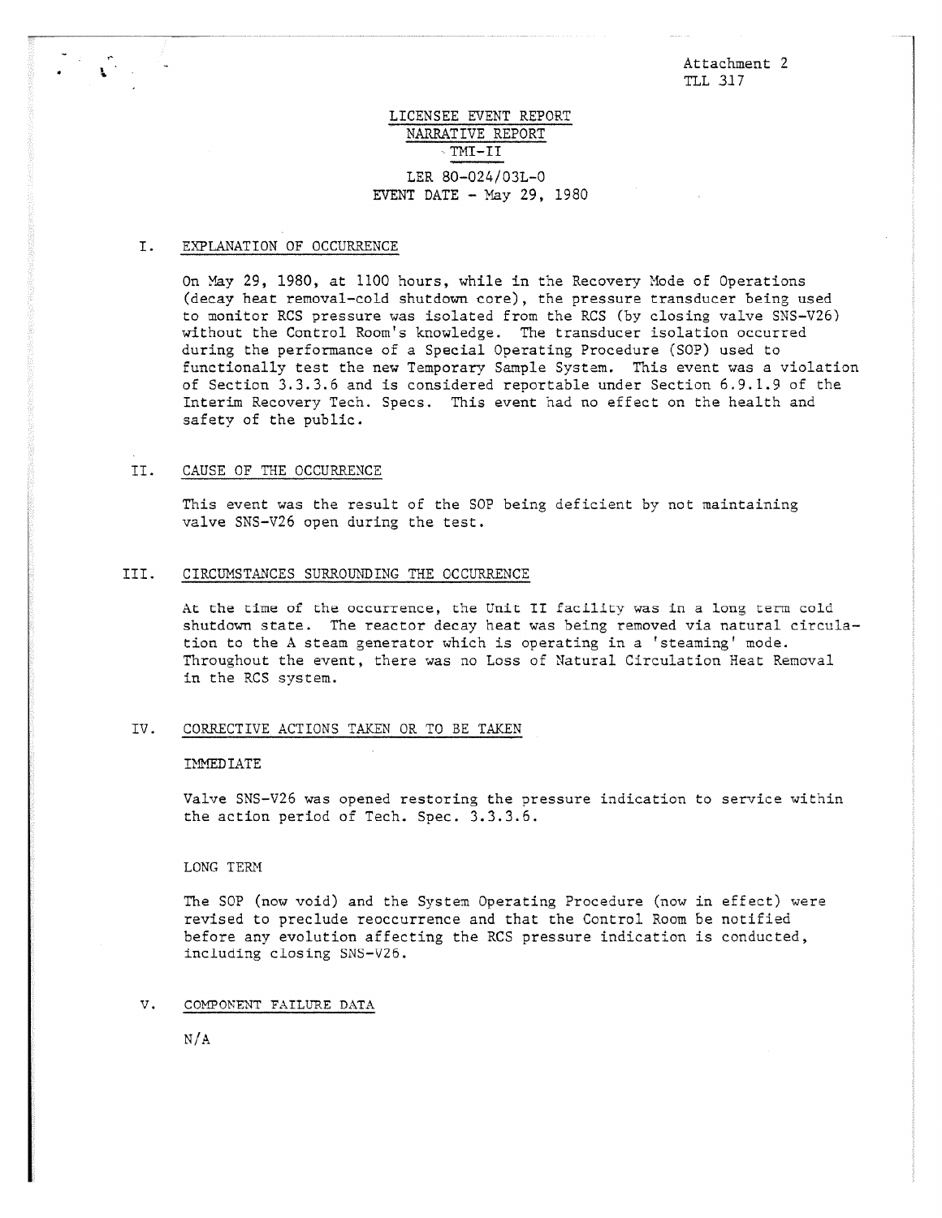Attachment 2
TLL 317

# LICENSEE EVENT REPORT
## NARRATIVE REPORT
## TMI-II

LER 80-024/03L-0
EVENT DATE - May 29, 1980

## I. EXPLANATION OF OCCURRENCE

On May 29, 1980, at 1100 hours, while in the Recovery Mode of Operations (decay heat removal-cold shutdown core), the pressure transducer being used to monitor RCS pressure was isolated from the RCS (by closing valve SNS-V26) without the Control Room's knowledge. The transducer isolation occurred during the performance of a Special Operating Procedure (SOP) used to functionally test the new Temporary Sample System. This event was a violation of Section 3.3.3.6 and is considered reportable under Section 6.9.1.9 of the Interim Recovery Tech. Specs. This event had no effect on the health and safety of the public.

## II. CAUSE OF THE OCCURRENCE

This event was the result of the SOP being deficient by not maintaining valve SNS-V26 open during the test.

## III. CIRCUMSTANCES SURROUNDING THE OCCURRENCE

At the time of the occurrence, the Unit II facility was in a long term cold shutdown state. The reactor decay heat was being removed via natural circulation to the A steam generator which is operating in a 'steaming' mode. Throughout the event, there was no Loss of Natural Circulation Heat Removal in the RCS system.

## IV. CORRECTIVE ACTIONS TAKEN OR TO BE TAKEN

IMMEDIATE

Valve SNS-V26 was opened restoring the pressure indication to service within the action period of Tech. Spec. 3.3.3.6.

LONG TERM

The SOP (now void) and the System Operating Procedure (now in effect) were revised to preclude reoccurrence and that the Control Room be notified before any evolution affecting the RCS pressure indication is conducted, including closing SNS-V26.

## V. COMPONENT FAILURE DATA

N/A